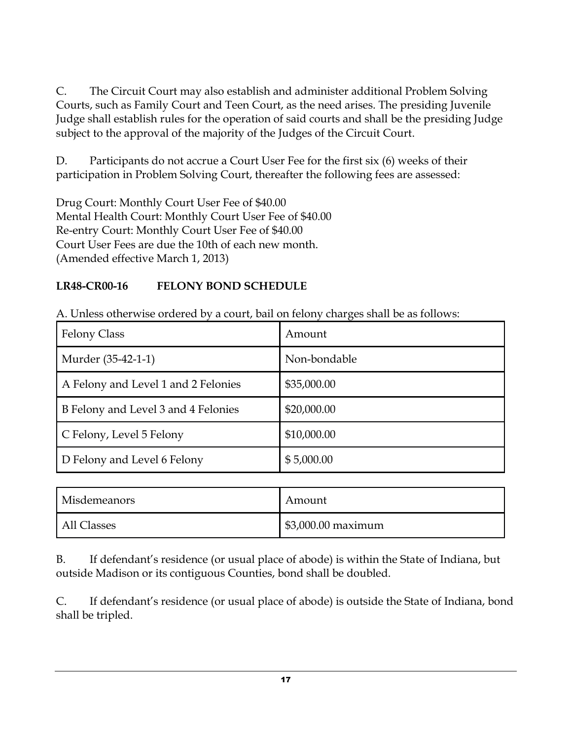C. The Circuit Court may also establish and administer additional Problem Solving Courts, such as Family Court and Teen Court, as the need arises. The presiding Juvenile Judge shall establish rules for the operation of said courts and shall be the presiding Judge subject to the approval of the majority of the Judges of the Circuit Court.

D. Participants do not accrue a Court User Fee for the first six (6) weeks of their participation in Problem Solving Court, thereafter the following fees are assessed:

Drug Court: Monthly Court User Fee of $40.00
Mental Health Court: Monthly Court User Fee of $40.00
Re-entry Court: Monthly Court User Fee of $40.00
Court User Fees are due the 10th of each new month.
(Amended effective March 1, 2013)

**LR48-CR00-16 FELONY BOND SCHEDULE**

A. Unless otherwise ordered by a court, bail on felony charges shall be as follows:

| Felony Class | Amount |
|---|---|
| Murder (35-42-1-1) | Non-bondable |
| A Felony and Level 1 and 2 Felonies | $35,000.00 |
| B Felony and Level 3 and 4 Felonies | $20,000.00 |
| C Felony, Level 5 Felony | $10,000.00 |
| D Felony and Level 6 Felony | $ 5,000.00 |

| Misdemeanors | Amount |
|---|---|
| All Classes | $3,000.00 maximum |

B. If defendant's residence (or usual place of abode) is within the State of Indiana, but outside Madison or its contiguous Counties, bond shall be doubled.

C. If defendant's residence (or usual place of abode) is outside the State of Indiana, bond shall be tripled.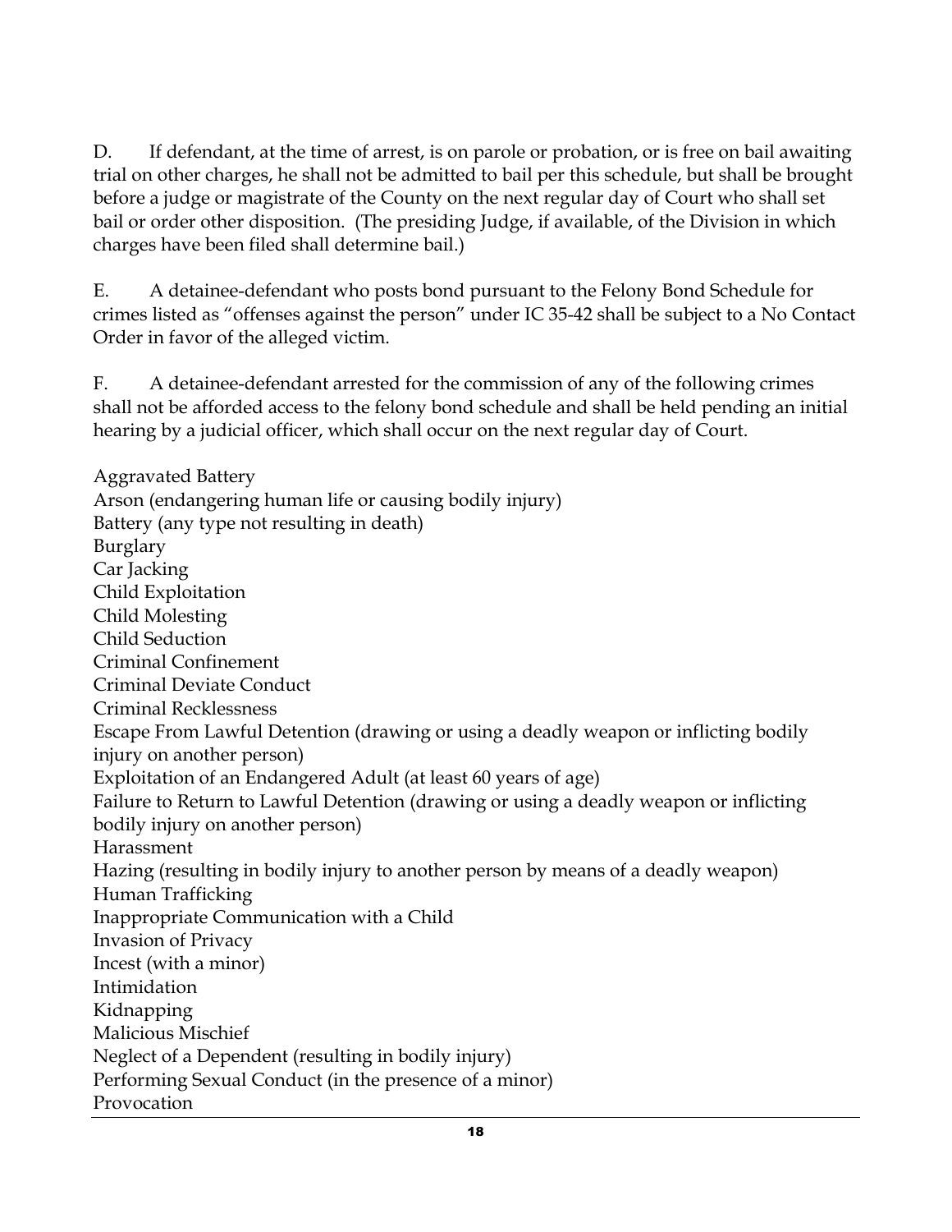D. If defendant, at the time of arrest, is on parole or probation, or is free on bail awaiting trial on other charges, he shall not be admitted to bail per this schedule, but shall be brought before a judge or magistrate of the County on the next regular day of Court who shall set bail or order other disposition. (The presiding Judge, if available, of the Division in which charges have been filed shall determine bail.)

E. A detainee-defendant who posts bond pursuant to the Felony Bond Schedule for crimes listed as "offenses against the person" under IC 35-42 shall be subject to a No Contact Order in favor of the alleged victim.

F. A detainee-defendant arrested for the commission of any of the following crimes shall not be afforded access to the felony bond schedule and shall be held pending an initial hearing by a judicial officer, which shall occur on the next regular day of Court.

Aggravated Battery
Arson (endangering human life or causing bodily injury)
Battery (any type not resulting in death)
Burglary
Car Jacking
Child Exploitation
Child Molesting
Child Seduction
Criminal Confinement
Criminal Deviate Conduct
Criminal Recklessness
Escape From Lawful Detention (drawing or using a deadly weapon or inflicting bodily injury on another person)
Exploitation of an Endangered Adult (at least 60 years of age)
Failure to Return to Lawful Detention (drawing or using a deadly weapon or inflicting bodily injury on another person)
Harassment
Hazing (resulting in bodily injury to another person by means of a deadly weapon)
Human Trafficking
Inappropriate Communication with a Child
Invasion of Privacy
Incest (with a minor)
Intimidation
Kidnapping
Malicious Mischief
Neglect of a Dependent (resulting in bodily injury)
Performing Sexual Conduct (in the presence of a minor)
Provocation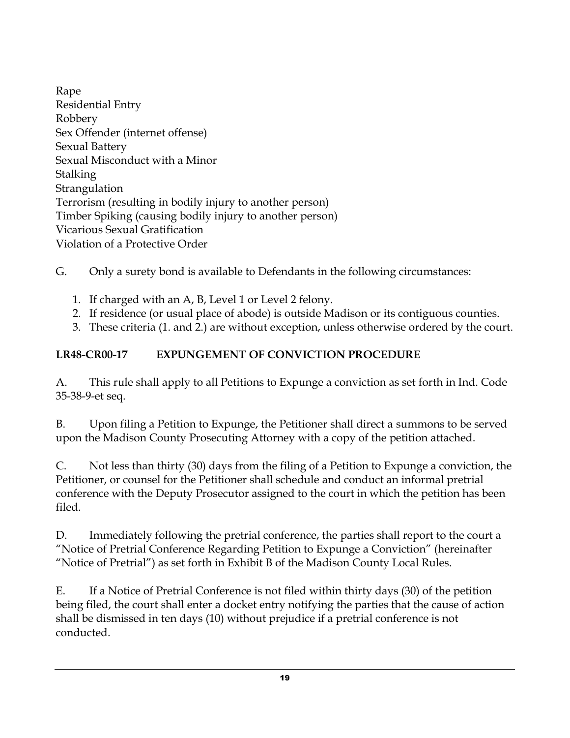Rape
Residential Entry
Robbery
Sex Offender (internet offense)
Sexual Battery
Sexual Misconduct with a Minor
Stalking
Strangulation
Terrorism (resulting in bodily injury to another person)
Timber Spiking (causing bodily injury to another person)
Vicarious Sexual Gratification
Violation of a Protective Order

G. Only a surety bond is available to Defendants in the following circumstances:

1. If charged with an A, B, Level 1 or Level 2 felony.
2. If residence (or usual place of abode) is outside Madison or its contiguous counties.
3. These criteria (1. and 2.) are without exception, unless otherwise ordered by the court.

## LR48-CR00-17 EXPUNGEMENT OF CONVICTION PROCEDURE

A. This rule shall apply to all Petitions to Expunge a conviction as set forth in Ind. Code 35-38-9-et seq.

B. Upon filing a Petition to Expunge, the Petitioner shall direct a summons to be served upon the Madison County Prosecuting Attorney with a copy of the petition attached.

C. Not less than thirty (30) days from the filing of a Petition to Expunge a conviction, the Petitioner, or counsel for the Petitioner shall schedule and conduct an informal pretrial conference with the Deputy Prosecutor assigned to the court in which the petition has been filed.

D. Immediately following the pretrial conference, the parties shall report to the court a "Notice of Pretrial Conference Regarding Petition to Expunge a Conviction" (hereinafter "Notice of Pretrial") as set forth in Exhibit B of the Madison County Local Rules.

E. If a Notice of Pretrial Conference is not filed within thirty days (30) of the petition being filed, the court shall enter a docket entry notifying the parties that the cause of action shall be dismissed in ten days (10) without prejudice if a pretrial conference is not conducted.